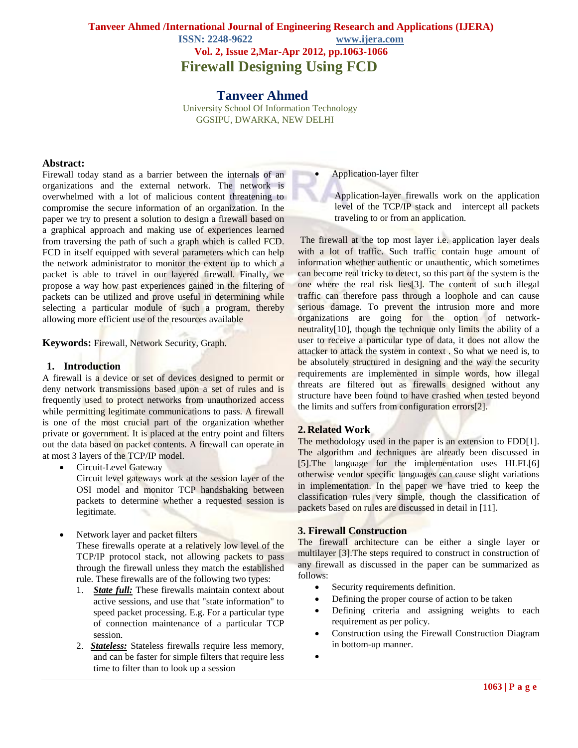# Firewall Designing Using FCD

## Tanveer Ahmed

University School Of Information Technology
GGSIPU, DWARKA, NEW DELHI

**Abstract:**
Firewall today stand as a barrier between the internals of an organizations and the external network. The network is overwhelmed with a lot of malicious content threatening to compromise the secure information of an organization. In the paper we try to present a solution to design a firewall based on a graphical approach and making use of experiences learned from traversing the path of such a graph which is called FCD. FCD in itself equipped with several parameters which can help the network administrator to monitor the extent up to which a packet is able to travel in our layered firewall. Finally, we propose a way how past experiences gained in the filtering of packets can be utilized and prove useful in determining while selecting a particular module of such a program, thereby allowing more efficient use of the resources available

**Keywords:** Firewall, Network Security, Graph.

## 1. Introduction

A firewall is a device or set of devices designed to permit or deny network transmissions based upon a set of rules and is frequently used to protect networks from unauthorized access while permitting legitimate communications to pass. A firewall is one of the most crucial part of the organization whether private or government. It is placed at the entry point and filters out the data based on packet contents. A firewall can operate in at most 3 layers of the TCP/IP model.

- Circuit-Level Gateway
  Circuit level gateways work at the session layer of the OSI model and monitor TCP handshaking between packets to determine whether a requested session is legitimate.

- Network layer and packet filters
  These firewalls operate at a relatively low level of the TCP/IP protocol stack, not allowing packets to pass through the firewall unless they match the established rule. These firewalls are of the following two types:
  1. ***State full:*** These firewalls maintain context about active sessions, and use that "state information" to speed packet processing. E.g. For a particular type of connection maintenance of a particular TCP session.
  2. ***Stateless:*** Stateless firewalls require less memory, and can be faster for simple filters that require less time to filter than to look up a session

- Application-layer filter

  Application-layer firewalls work on the application level of the TCP/IP stack and intercept all packets traveling to or from an application.

The firewall at the top most layer i.e. application layer deals with a lot of traffic. Such traffic contain huge amount of information whether authentic or unauthentic, which sometimes can become real tricky to detect, so this part of the system is the one where the real risk lies[3]. The content of such illegal traffic can therefore pass through a loophole and can cause serious damage. To prevent the intrusion more and more organizations are going for the option of network-neutrality[10], though the technique only limits the ability of a user to receive a particular type of data, it does not allow the attacker to attack the system in context . So what we need is, to be absolutely structured in designing and the way the security requirements are implemented in simple words, how illegal threats are filtered out as firewalls designed without any structure have been found to have crashed when tested beyond the limits and suffers from configuration errors[2].

## 2. Related Work

The methodology used in the paper is an extension to FDD[1]. The algorithm and techniques are already been discussed in [5].The language for the implementation uses HLFL[6] otherwise vendor specific languages can cause slight variations in implementation. In the paper we have tried to keep the classification rules very simple, though the classification of packets based on rules are discussed in detail in [11].

## 3. Firewall Construction

The firewall architecture can be either a single layer or multilayer [3].The steps required to construct in construction of any firewall as discussed in the paper can be summarized as follows:

- Security requirements definition.
- Defining the proper course of action to be taken
- Defining criteria and assigning weights to each requirement as per policy.
- Construction using the Firewall Construction Diagram in bottom-up manner.
-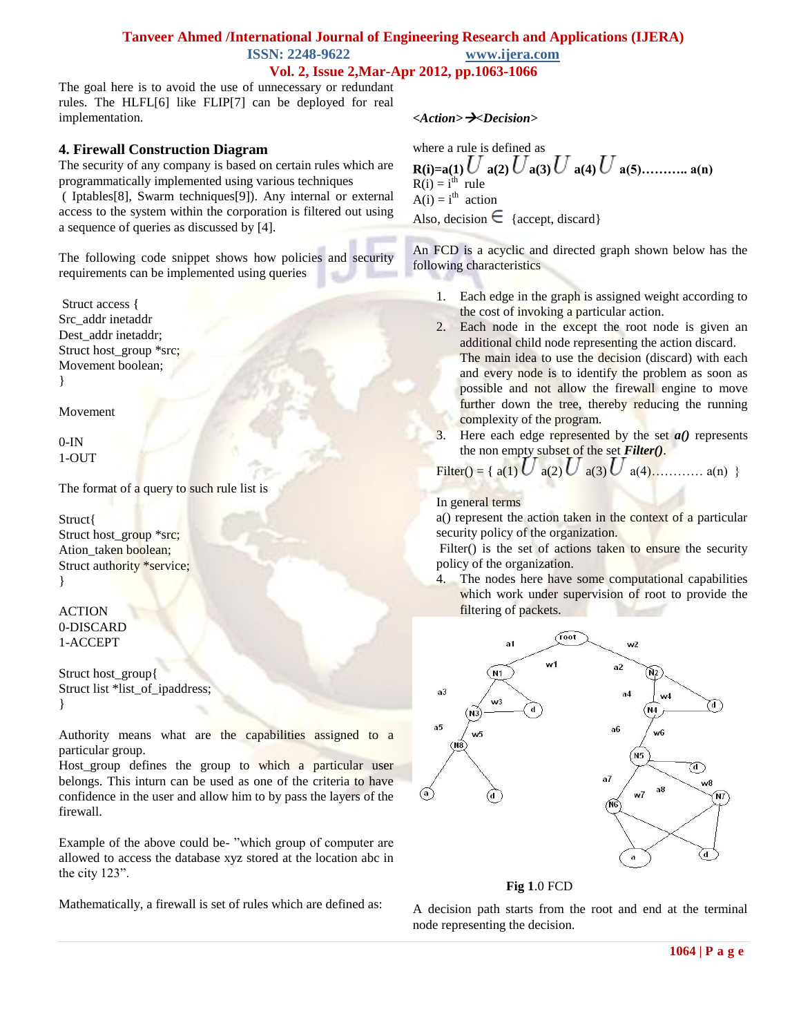The goal here is to avoid the use of unnecessary or redundant rules. The HLFL[6] like FLIP[7] can be deployed for real implementation.

## 4. Firewall Construction Diagram

The security of any company is based on certain rules which are programmatically implemented using various techniques ( Iptables[8], Swarm techniques[9]). Any internal or external access to the system within the corporation is filtered out using a sequence of queries as discussed by [4].

The following code snippet shows how policies and security requirements can be implemented using queries

```
Struct access {
Src_addr inetaddr
Dest_addr inetaddr;
Struct host_group *src;
Movement boolean;
}
```

Movement

0-IN
1-OUT

The format of a query to such rule list is

```
Struct{
Struct host_group *src;
Ation_taken boolean;
Struct authority *service;
}
```

ACTION
0-DISCARD
1-ACCEPT

```
Struct host_group{
Struct list *list_of_ipaddress;
}
```

Authority means what are the capabilities assigned to a particular group.
Host_group defines the group to which a particular user belongs. This inturn can be used as one of the criteria to have confidence in the user and allow him to by pass the layers of the firewall.

Example of the above could be- "which group of computer are allowed to access the database xyz stored at the location abc in the city 123".

Mathematically, a firewall is set of rules which are defined as:

***<Action>→<Decision>***

where a rule is defined as

$$\mathbf{R(i)=a(1) \cup a(2) \cup a(3) \cup a(4) \cup a(5) \ldots\ldots\ldots\ldots a(n)}$$

$R(i) = i^{th}$ rule
$A(i) = i^{th}$ action
Also, decision $\in$ {accept, discard}

An FCD is a acyclic and directed graph shown below has the following characteristics

1. Each edge in the graph is assigned weight according to the cost of invoking a particular action.
2. Each node in the except the root node is given an additional child node representing the action discard. The main idea to use the decision (discard) with each and every node is to identify the problem as soon as possible and not allow the firewall engine to move further down the tree, thereby reducing the running complexity of the program.
3. Here each edge represented by the set ***a()*** represents the non empty subset of the set ***Filter()***.

   $\text{Filter()} = \{ a(1) \cup a(2) \cup a(3) \cup a(4) \ldots\ldots\ldots\ldots a(n) \}$

   In general terms
   a() represent the action taken in the context of a particular security policy of the organization.
   Filter() is the set of actions taken to ensure the security policy of the organization.
4. The nodes here have some computational capabilities which work under supervision of root to provide the filtering of packets.

**Fig 1**.0 FCD

A decision path starts from the root and end at the terminal node representing the decision.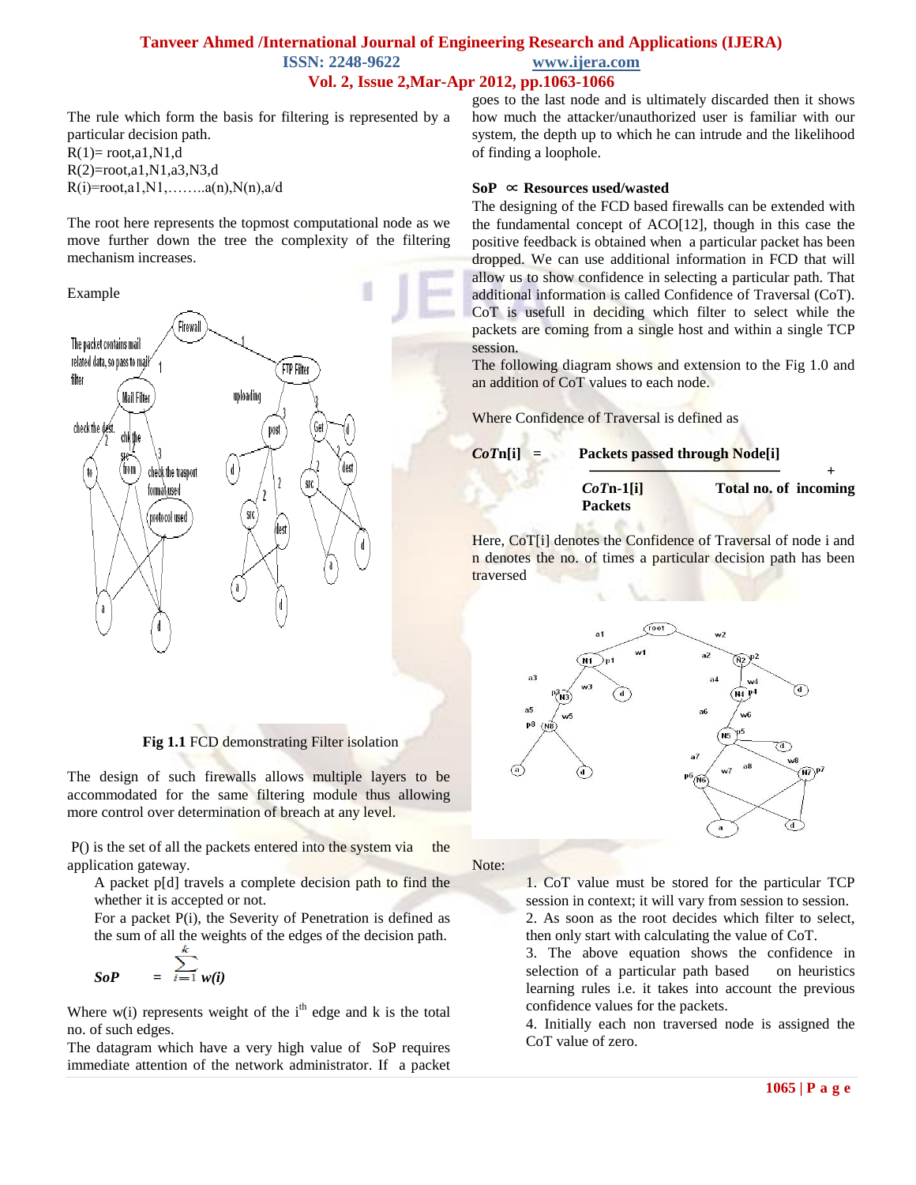The rule which form the basis for filtering is represented by a particular decision path.

R(1)= root,a1,N1,d

R(2)=root,a1,N1,a3,N3,d

R(i)=root,a1,N1,……..a(n),N(n),a/d

The root here represents the topmost computational node as we move further down the tree the complexity of the filtering mechanism increases.

Example

**Fig 1.1** FCD demonstrating Filter isolation

The design of such firewalls allows multiple layers to be accommodated for the same filtering module thus allowing more control over determination of breach at any level.

P() is the set of all the packets entered into the system via the application gateway.

A packet p[d] travels a complete decision path to find the whether it is accepted or not.

For a packet P(i), the Severity of Penetration is defined as the sum of all the weights of the edges of the decision path.

$$SoP = \sum_{i=1}^{k} w(i)$$

Where w(i) represents weight of the $i^{th}$ edge and k is the total no. of such edges.

The datagram which have a very high value of SoP requires immediate attention of the network administrator. If a packet goes to the last node and is ultimately discarded then it shows how much the attacker/unauthorized user is familiar with our system, the depth up to which he can intrude and the likelihood of finding a loophole.

**SoP $\propto$ Resources used/wasted**

The designing of the FCD based firewalls can be extended with the fundamental concept of ACO[12], though in this case the positive feedback is obtained when a particular packet has been dropped. We can use additional information in FCD that will allow us to show confidence in selecting a particular path. That additional information is called Confidence of Traversal (CoT). CoT is usefull in deciding which filter to select while the packets are coming from a single host and within a single TCP session.

The following diagram shows and extension to the Fig 1.0 and an addition of CoT values to each node.

Where Confidence of Traversal is defined as

$$CoTn[i] = \frac{\text{Packets passed through Node}[i]}{CoTn\text{-}1[i] + \text{Total no. of incoming Packets}}$$

Here, CoT[i] denotes the Confidence of Traversal of node i and n denotes the no. of times a particular decision path has been traversed

Note:

1. CoT value must be stored for the particular TCP session in context; it will vary from session to session.
2. As soon as the root decides which filter to select, then only start with calculating the value of CoT.
3. The above equation shows the confidence in selection of a particular path based on heuristics learning rules i.e. it takes into account the previous confidence values for the packets.
4. Initially each non traversed node is assigned the CoT value of zero.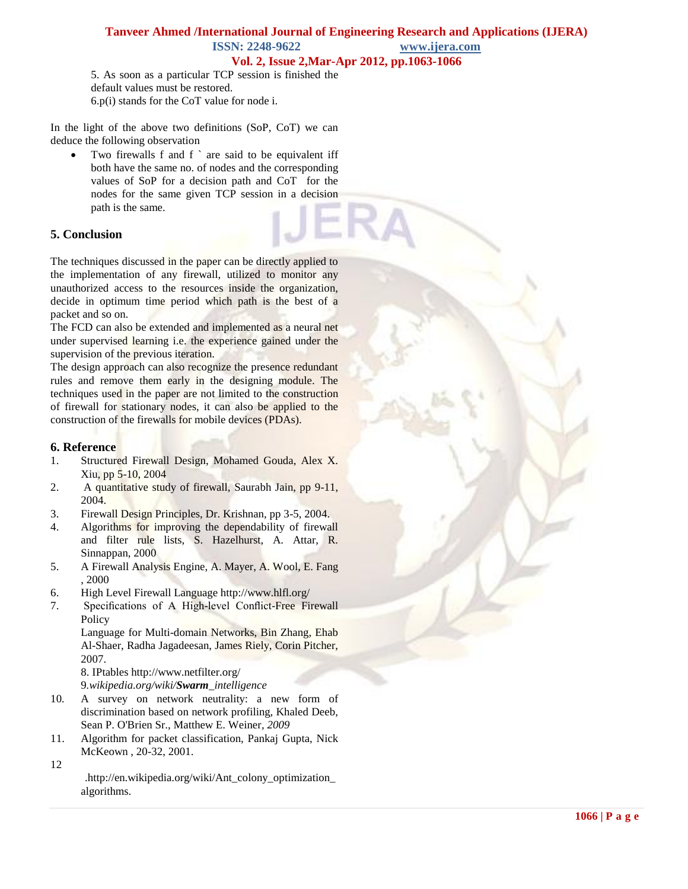5. As soon as a particular TCP session is finished the default values must be restored.

6.p(i) stands for the CoT value for node i.

In the light of the above two definitions (SoP, CoT) we can deduce the following observation

- Two firewalls f and f ` are said to be equivalent iff both have the same no. of nodes and the corresponding values of SoP for a decision path and CoT for the nodes for the same given TCP session in a decision path is the same.

## 5. Conclusion

The techniques discussed in the paper can be directly applied to the implementation of any firewall, utilized to monitor any unauthorized access to the resources inside the organization, decide in optimum time period which path is the best of a packet and so on.

The FCD can also be extended and implemented as a neural net under supervised learning i.e. the experience gained under the supervision of the previous iteration.

The design approach can also recognize the presence redundant rules and remove them early in the designing module. The techniques used in the paper are not limited to the construction of firewall for stationary nodes, it can also be applied to the construction of the firewalls for mobile devices (PDAs).

## 6. Reference

1. Structured Firewall Design, Mohamed Gouda, Alex X. Xiu, pp 5-10, 2004
2. A quantitative study of firewall, Saurabh Jain, pp 9-11, 2004.
3. Firewall Design Principles, Dr. Krishnan, pp 3-5, 2004.
4. Algorithms for improving the dependability of firewall and filter rule lists, S. Hazelhurst, A. Attar, R. Sinnappan, 2000
5. A Firewall Analysis Engine, A. Mayer, A. Wool, E. Fang , 2000
6. High Level Firewall Language http://www.hlfl.org/
7. Specifications of A High-level Conflict-Free Firewall Policy
   Language for Multi-domain Networks, Bin Zhang, Ehab Al-Shaer, Radha Jagadeesan, James Riely, Corin Pitcher, 2007.
   8. IPtables http://www.netfilter.org/
   9.*wikipedia.org/wiki/**Swarm**_intelligence*
10. A survey on network neutrality: a new form of discrimination based on network profiling, Khaled Deeb, Sean P. O'Brien Sr., Matthew E. Weiner, *2009*
11. Algorithm for packet classification, Pankaj Gupta, Nick McKeown , 20-32, 2001.
12. .http://en.wikipedia.org/wiki/Ant_colony_optimization_algorithms.